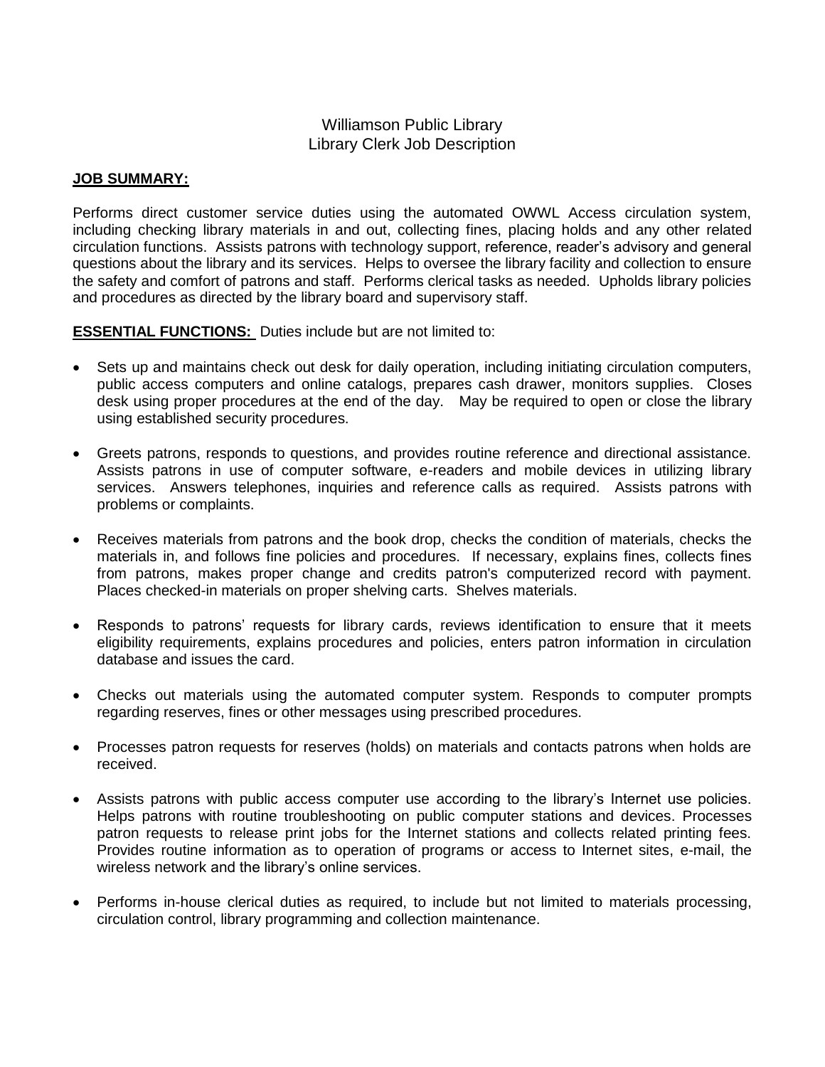# Williamson Public Library
# Library Clerk Job Description

**JOB SUMMARY:**

Performs direct customer service duties using the automated OWWL Access circulation system, including checking library materials in and out, collecting fines, placing holds and any other related circulation functions. Assists patrons with technology support, reference, reader's advisory and general questions about the library and its services. Helps to oversee the library facility and collection to ensure the safety and comfort of patrons and staff. Performs clerical tasks as needed. Upholds library policies and procedures as directed by the library board and supervisory staff.

**ESSENTIAL FUNCTIONS:** Duties include but are not limited to:

- Sets up and maintains check out desk for daily operation, including initiating circulation computers, public access computers and online catalogs, prepares cash drawer, monitors supplies. Closes desk using proper procedures at the end of the day. May be required to open or close the library using established security procedures.
- Greets patrons, responds to questions, and provides routine reference and directional assistance. Assists patrons in use of computer software, e-readers and mobile devices in utilizing library services. Answers telephones, inquiries and reference calls as required. Assists patrons with problems or complaints.
- Receives materials from patrons and the book drop, checks the condition of materials, checks the materials in, and follows fine policies and procedures. If necessary, explains fines, collects fines from patrons, makes proper change and credits patron's computerized record with payment. Places checked-in materials on proper shelving carts. Shelves materials.
- Responds to patrons' requests for library cards, reviews identification to ensure that it meets eligibility requirements, explains procedures and policies, enters patron information in circulation database and issues the card.
- Checks out materials using the automated computer system. Responds to computer prompts regarding reserves, fines or other messages using prescribed procedures.
- Processes patron requests for reserves (holds) on materials and contacts patrons when holds are received.
- Assists patrons with public access computer use according to the library's Internet use policies. Helps patrons with routine troubleshooting on public computer stations and devices. Processes patron requests to release print jobs for the Internet stations and collects related printing fees. Provides routine information as to operation of programs or access to Internet sites, e-mail, the wireless network and the library's online services.
- Performs in-house clerical duties as required, to include but not limited to materials processing, circulation control, library programming and collection maintenance.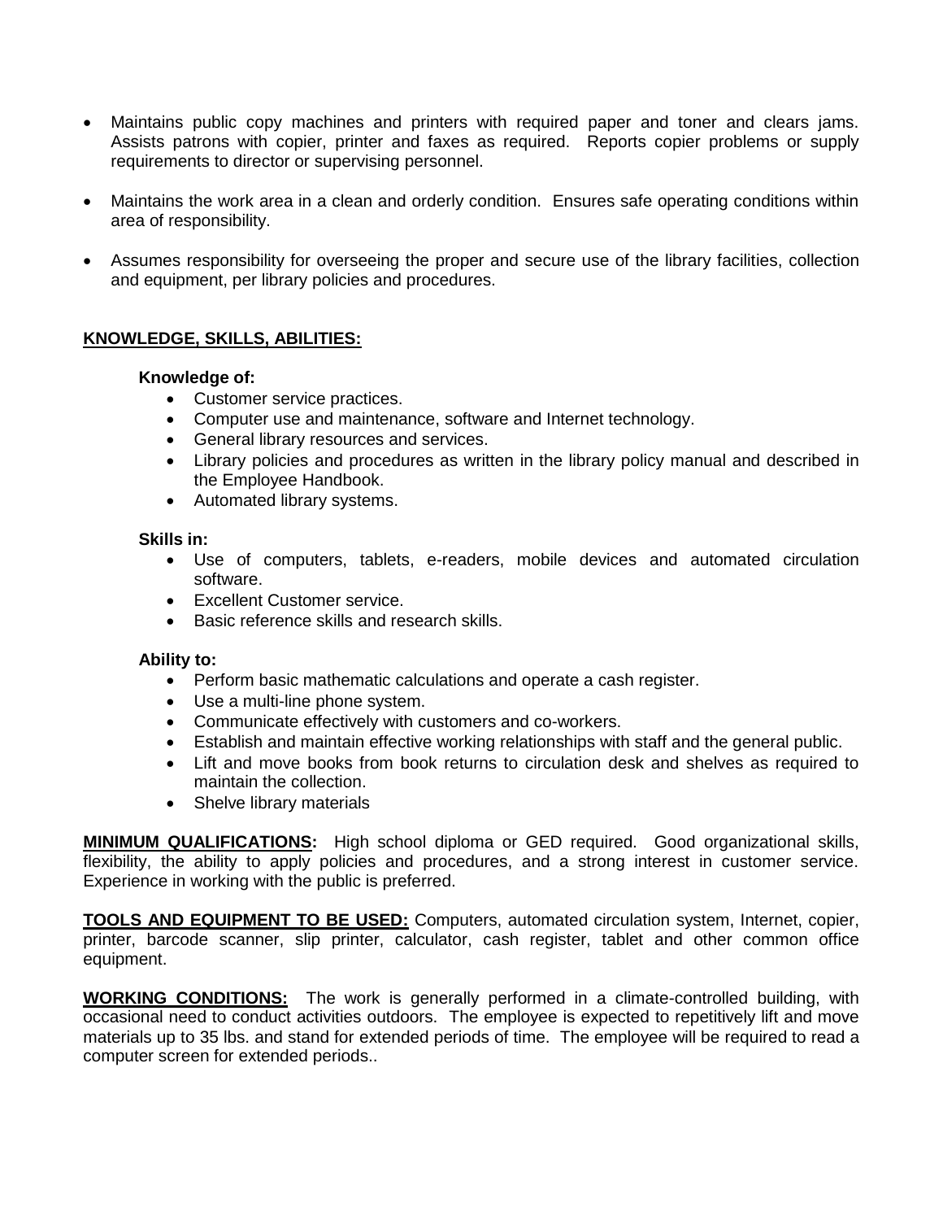- Maintains public copy machines and printers with required paper and toner and clears jams. Assists patrons with copier, printer and faxes as required. Reports copier problems or supply requirements to director or supervising personnel.

- Maintains the work area in a clean and orderly condition. Ensures safe operating conditions within area of responsibility.

- Assumes responsibility for overseeing the proper and secure use of the library facilities, collection and equipment, per library policies and procedures.

**KNOWLEDGE, SKILLS, ABILITIES:**

**Knowledge of:**

- Customer service practices.
- Computer use and maintenance, software and Internet technology.
- General library resources and services.
- Library policies and procedures as written in the library policy manual and described in the Employee Handbook.
- Automated library systems.

**Skills in:**

- Use of computers, tablets, e-readers, mobile devices and automated circulation software.
- Excellent Customer service.
- Basic reference skills and research skills.

**Ability to:**

- Perform basic mathematic calculations and operate a cash register.
- Use a multi-line phone system.
- Communicate effectively with customers and co-workers.
- Establish and maintain effective working relationships with staff and the general public.
- Lift and move books from book returns to circulation desk and shelves as required to maintain the collection.
- Shelve library materials

**MINIMUM QUALIFICATIONS:** High school diploma or GED required. Good organizational skills, flexibility, the ability to apply policies and procedures, and a strong interest in customer service. Experience in working with the public is preferred.

**TOOLS AND EQUIPMENT TO BE USED:** Computers, automated circulation system, Internet, copier, printer, barcode scanner, slip printer, calculator, cash register, tablet and other common office equipment.

**WORKING CONDITIONS:** The work is generally performed in a climate-controlled building, with occasional need to conduct activities outdoors. The employee is expected to repetitively lift and move materials up to 35 lbs. and stand for extended periods of time. The employee will be required to read a computer screen for extended periods..